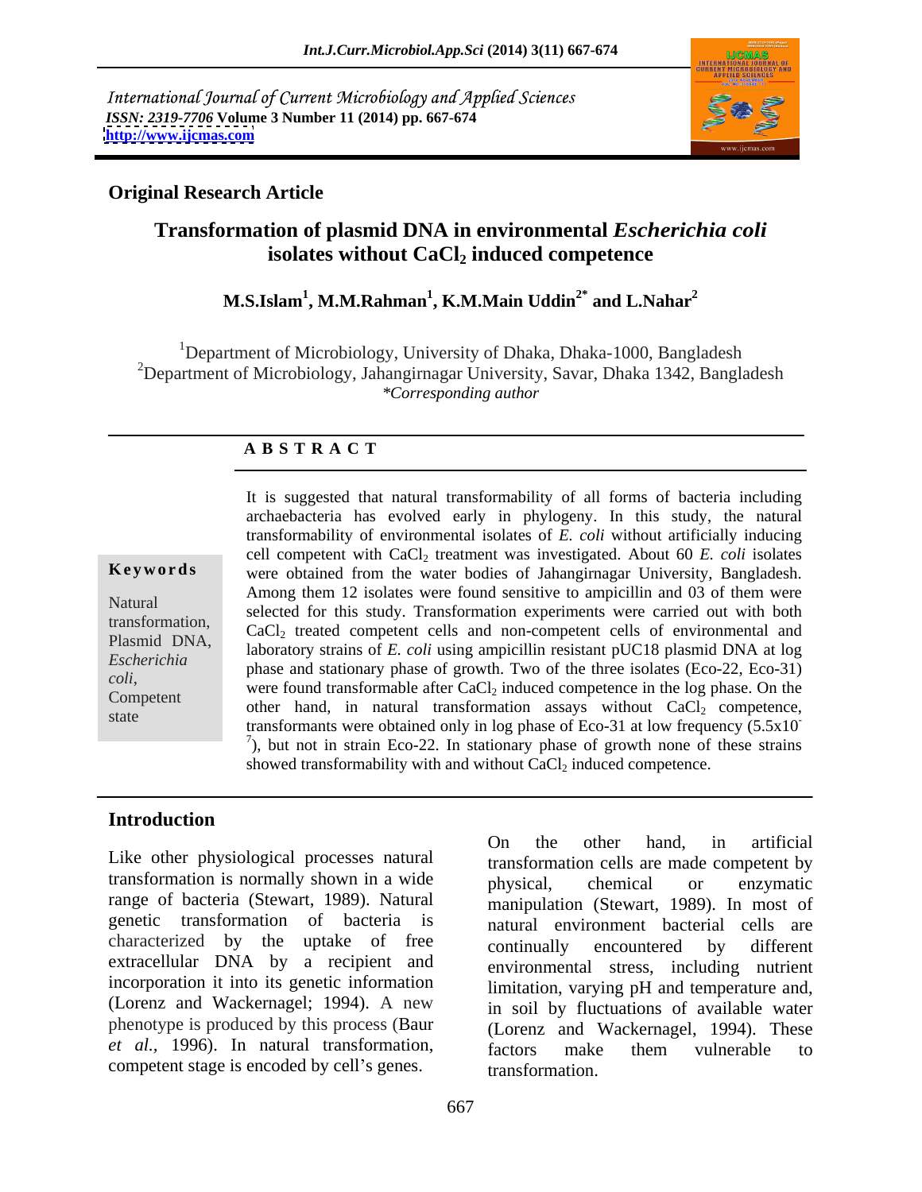International Journal of Current Microbiology and Applied Sciences
*ISSN: 2319-7706* **Volume 3 Number 11 (2014) pp. 667-674**
**http://www.ijcmas.com**

**Original Research Article**

# Transformation of plasmid DNA in environmental *Escherichia coli* isolates without $CaCl_2$ induced competence

**M.S.Islam[1], M.M.Rahman[1], K.M.Main Uddin[2*] and L.Nahar[2]**

[1]Department of Microbiology, University of Dhaka, Dhaka-1000, Bangladesh
[2]Department of Microbiology, Jahangirnagar University, Savar, Dhaka 1342, Bangladesh
*\*Corresponding author*

## A B S T R A C T

**Keywords**

Natural transformation, Plasmid DNA, *Escherichia coli*, Competent state

It is suggested that natural transformability of all forms of bacteria including archaebacteria has evolved early in phylogeny. In this study, the natural transformability of environmental isolates of *E. coli* without artificially inducing cell competent with $CaCl_2$ treatment was investigated. About 60 *E. coli* isolates were obtained from the water bodies of Jahangirnagar University, Bangladesh. Among them 12 isolates were found sensitive to ampicillin and 03 of them were selected for this study. Transformation experiments were carried out with both $CaCl_2$ treated competent cells and non-competent cells of environmental and laboratory strains of *E. coli* using ampicillin resistant pUC18 plasmid DNA at log phase and stationary phase of growth. Two of the three isolates (Eco-22, Eco-31) were found transformable after $CaCl_2$ induced competence in the log phase. On the other hand, in natural transformation assays without $CaCl_2$ competence, transformants were obtained only in log phase of Eco-31 at low frequency ($5.5x10^{-7}$), but not in strain Eco-22. In stationary phase of growth none of these strains showed transformability with and without $CaCl_2$ induced competence.

## Introduction

Like other physiological processes natural transformation is normally shown in a wide range of bacteria (Stewart, 1989). Natural genetic transformation of bacteria is characterized by the uptake of free extracellular DNA by a recipient and incorporation it into its genetic information (Lorenz and Wackernagel; 1994). A new phenotype is produced by this process (Baur *et al.,* 1996). In natural transformation, competent stage is encoded by cell's genes.

On the other hand, in artificial transformation cells are made competent by physical, chemical or enzymatic manipulation (Stewart, 1989). In most of natural environment bacterial cells are continually encountered by different environmental stress, including nutrient limitation, varying pH and temperature and, in soil by fluctuations of available water (Lorenz and Wackernagel, 1994). These factors make them vulnerable to transformation.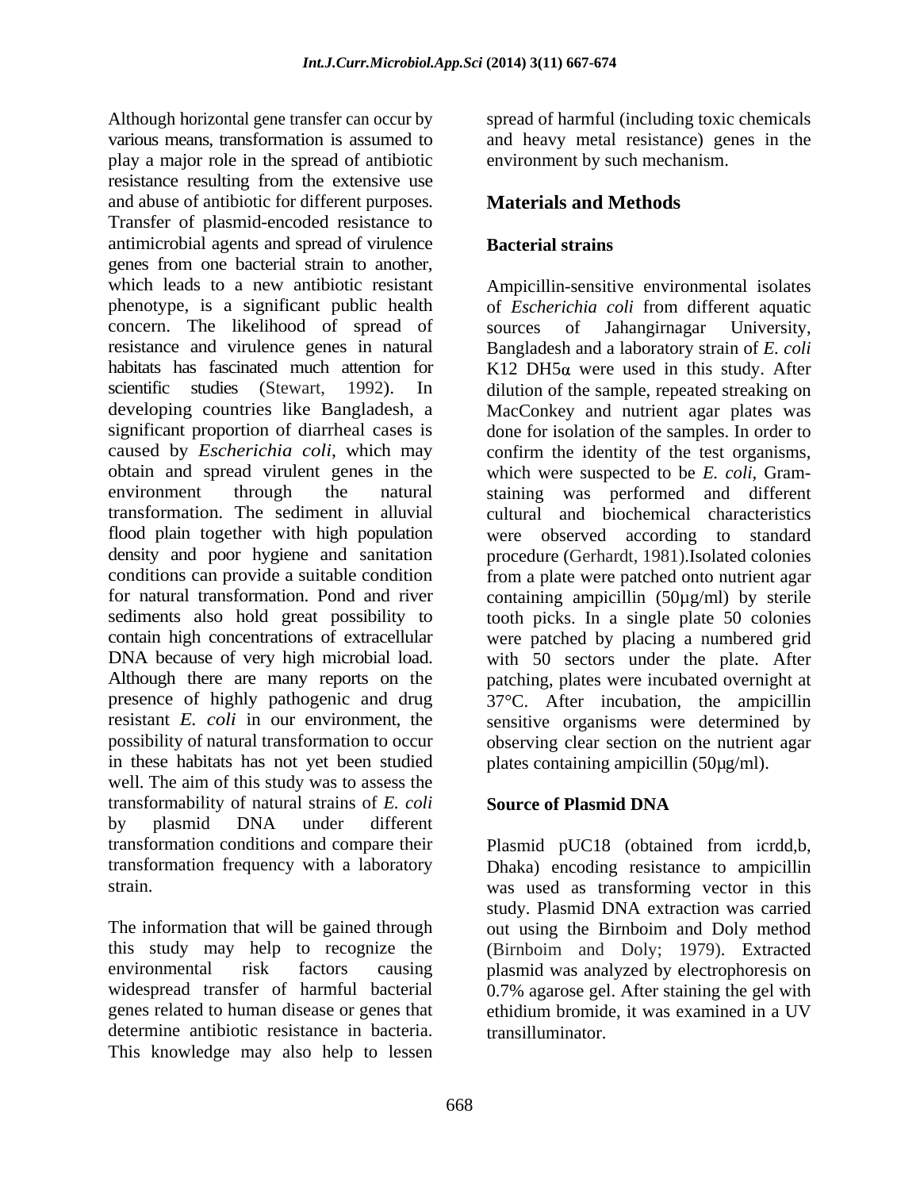Although horizontal gene transfer can occur by various means, transformation is assumed to play a major role in the spread of antibiotic resistance resulting from the extensive use and abuse of antibiotic for different purposes. Transfer of plasmid-encoded resistance to antimicrobial agents and spread of virulence genes from one bacterial strain to another, which leads to a new antibiotic resistant phenotype, is a significant public health concern. The likelihood of spread of resistance and virulence genes in natural habitats has fascinated much attention for scientific studies (Stewart, 1992). In developing countries like Bangladesh, a significant proportion of diarrheal cases is caused by *Escherichia coli*, which may obtain and spread virulent genes in the environment through the natural transformation. The sediment in alluvial flood plain together with high population density and poor hygiene and sanitation conditions can provide a suitable condition for natural transformation. Pond and river sediments also hold great possibility to contain high concentrations of extracellular DNA because of very high microbial load. Although there are many reports on the presence of highly pathogenic and drug resistant *E. coli* in our environment, the possibility of natural transformation to occur in these habitats has not yet been studied well. The aim of this study was to assess the transformability of natural strains of *E. coli* by plasmid DNA under different transformation conditions and compare their transformation frequency with a laboratory strain.

The information that will be gained through this study may help to recognize the environmental risk factors causing widespread transfer of harmful bacterial genes related to human disease or genes that determine antibiotic resistance in bacteria. This knowledge may also help to lessen spread of harmful (including toxic chemicals and heavy metal resistance) genes in the environment by such mechanism.

## Materials and Methods

### Bacterial strains

Ampicillin-sensitive environmental isolates of *Escherichia coli* from different aquatic sources of Jahangirnagar University, Bangladesh and a laboratory strain of *E. coli* K12 DH5$\alpha$ were used in this study. After dilution of the sample, repeated streaking on MacConkey and nutrient agar plates was done for isolation of the samples. In order to confirm the identity of the test organisms, which were suspected to be *E. coli*, Gram-staining was performed and different cultural and biochemical characteristics were observed according to standard procedure (Gerhardt, 1981).Isolated colonies from a plate were patched onto nutrient agar containing ampicillin (50µg/ml) by sterile tooth picks. In a single plate 50 colonies were patched by placing a numbered grid with 50 sectors under the plate. After patching, plates were incubated overnight at 37°C. After incubation, the ampicillin sensitive organisms were determined by observing clear section on the nutrient agar plates containing ampicillin (50µg/ml).

### Source of Plasmid DNA

Plasmid pUC18 (obtained from icrdd,b, Dhaka) encoding resistance to ampicillin was used as transforming vector in this study. Plasmid DNA extraction was carried out using the Birnboim and Doly method (Birnboim and Doly; 1979). Extracted plasmid was analyzed by electrophoresis on 0.7% agarose gel. After staining the gel with ethidium bromide, it was examined in a UV transilluminator.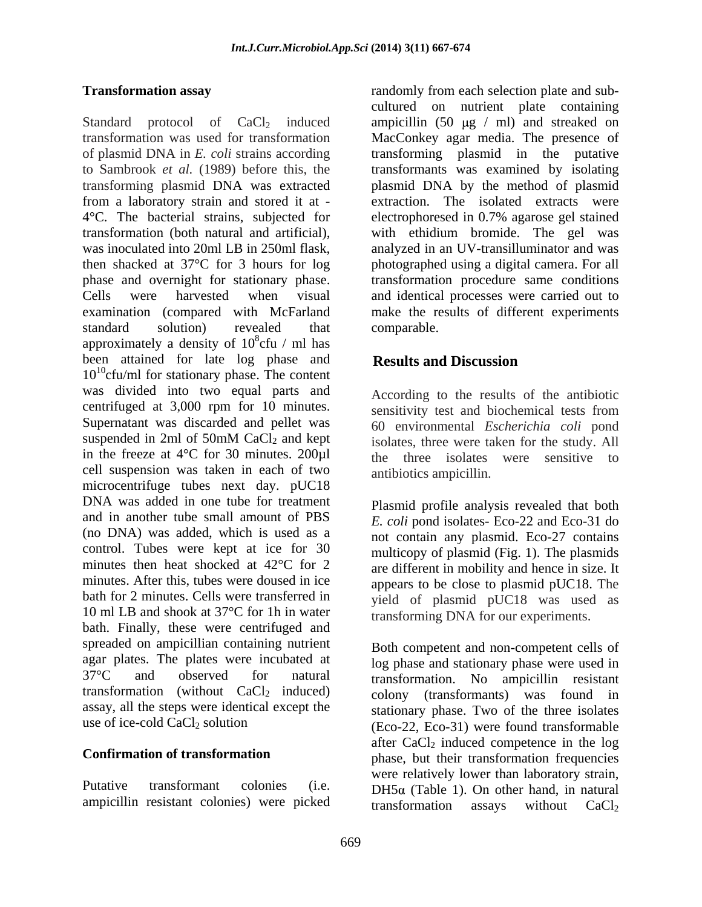## Transformation assay

Standard protocol of $CaCl_2$ induced transformation was used for transformation of plasmid DNA in *E. coli* strains according to Sambrook *et al.* (1989) before this, the transforming plasmid DNA was extracted from a laboratory strain and stored it at -4°C. The bacterial strains, subjected for transformation (both natural and artificial), was inoculated into 20ml LB in 250ml flask, then shacked at 37°C for 3 hours for log phase and overnight for stationary phase. Cells were harvested when visual examination (compared with McFarland standard solution) revealed that approximately a density of $10^8$cfu / ml has been attained for late log phase and $10^{10}$cfu/ml for stationary phase. The content was divided into two equal parts and centrifuged at 3,000 rpm for 10 minutes. Supernatant was discarded and pellet was suspended in 2ml of 50mM $CaCl_2$ and kept in the freeze at 4°C for 30 minutes. 200µl cell suspension was taken in each of two microcentrifuge tubes next day. pUC18 DNA was added in one tube for treatment and in another tube small amount of PBS (no DNA) was added, which is used as a control. Tubes were kept at ice for 30 minutes then heat shocked at 42°C for 2 minutes. After this, tubes were doused in ice bath for 2 minutes. Cells were transferred in 10 ml LB and shook at 37°C for 1h in water bath. Finally, these were centrifuged and spreaded on ampicillian containing nutrient agar plates. The plates were incubated at 37°C and observed for natural transformation (without $CaCl_2$ induced) assay, all the steps were identical except the use of ice-cold $CaCl_2$ solution

## Confirmation of transformation

Putative transformant colonies (i.e. ampicillin resistant colonies) were picked randomly from each selection plate and sub-cultured on nutrient plate containing ampicillin (50 µg / ml) and streaked on MacConkey agar media. The presence of transforming plasmid in the putative transformants was examined by isolating plasmid DNA by the method of plasmid extraction. The isolated extracts were electrophoresed in 0.7% agarose gel stained with ethidium bromide. The gel was analyzed in an UV-transilluminator and was photographed using a digital camera. For all transformation procedure same conditions and identical processes were carried out to make the results of different experiments comparable.

# Results and Discussion

According to the results of the antibiotic sensitivity test and biochemical tests from 60 environmental *Escherichia coli* pond isolates, three were taken for the study. All the three isolates were sensitive to antibiotics ampicillin.

Plasmid profile analysis revealed that both *E. coli* pond isolates- Eco-22 and Eco-31 do not contain any plasmid. Eco-27 contains multicopy of plasmid (Fig. 1). The plasmids are different in mobility and hence in size. It appears to be close to plasmid pUC18. The yield of plasmid pUC18 was used as transforming DNA for our experiments.

Both competent and non-competent cells of log phase and stationary phase were used in transformation. No ampicillin resistant colony (transformants) was found in stationary phase. Two of the three isolates (Eco-22, Eco-31) were found transformable after $CaCl_2$ induced competence in the log phase, but their transformation frequencies were relatively lower than laboratory strain, DH5α (Table 1). On other hand, in natural transformation assays without $CaCl_2$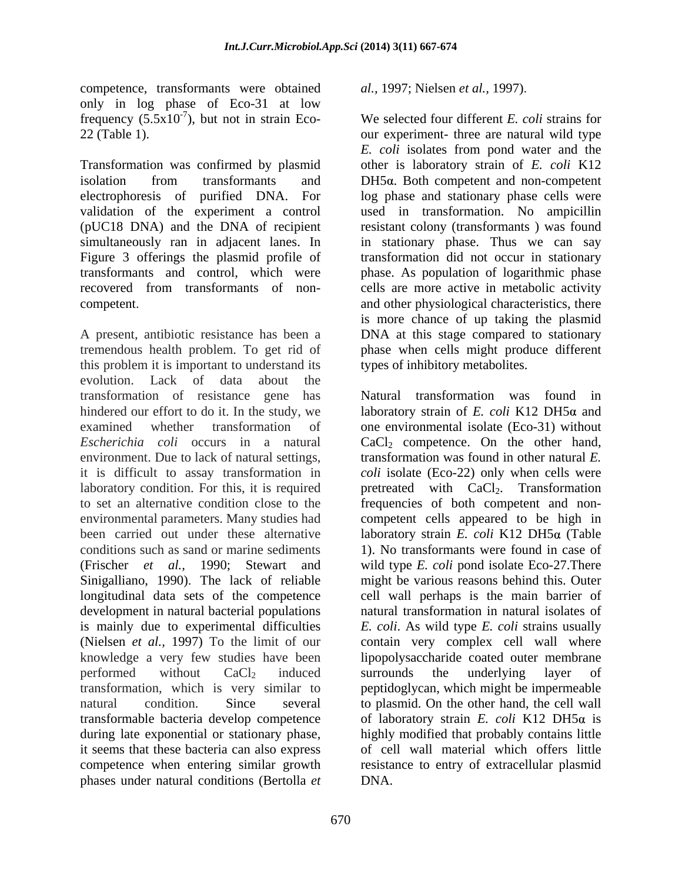competence, transformants were obtained only in log phase of Eco-31 at low frequency ($5.5x10^{-7}$), but not in strain Eco-22 (Table 1).

Transformation was confirmed by plasmid isolation from transformants and electrophoresis of purified DNA. For validation of the experiment a control (pUC18 DNA) and the DNA of recipient simultaneously ran in adjacent lanes. In Figure 3 offerings the plasmid profile of transformants and control, which were recovered from transformants of non-competent.

A present, antibiotic resistance has been a tremendous health problem. To get rid of this problem it is important to understand its evolution. Lack of data about the transformation of resistance gene has hindered our effort to do it. In the study, we examined whether transformation of *Escherichia coli* occurs in a natural environment. Due to lack of natural settings, it is difficult to assay transformation in laboratory condition. For this, it is required to set an alternative condition close to the environmental parameters. Many studies had been carried out under these alternative conditions such as sand or marine sediments (Frischer *et al.,* 1990; Stewart and Sinigalliano, 1990). The lack of reliable longitudinal data sets of the competence development in natural bacterial populations is mainly due to experimental difficulties (Nielsen *et al.,* 1997) To the limit of our knowledge a very few studies have been performed without $CaCl_2$ induced transformation, which is very similar to natural condition. Since several transformable bacteria develop competence during late exponential or stationary phase, it seems that these bacteria can also express competence when entering similar growth phases under natural conditions (Bertolla *et al.,* 1997; Nielsen *et al.,* 1997).

We selected four different *E. coli* strains for our experiment- three are natural wild type *E. coli* isolates from pond water and the other is laboratory strain of *E. coli* K12 DH5α. Both competent and non-competent log phase and stationary phase cells were used in transformation. No ampicillin resistant colony (transformants ) was found in stationary phase. Thus we can say transformation did not occur in stationary phase. As population of logarithmic phase cells are more active in metabolic activity and other physiological characteristics, there is more chance of up taking the plasmid DNA at this stage compared to stationary phase when cells might produce different types of inhibitory metabolites.

Natural transformation was found in laboratory strain of *E. coli* K12 DH5α and one environmental isolate (Eco-31) without $CaCl_2$ competence. On the other hand, transformation was found in other natural *E. coli* isolate (Eco-22) only when cells were pretreated with $CaCl_2$. Transformation frequencies of both competent and non-competent cells appeared to be high in laboratory strain *E. coli* K12 DH5α (Table 1). No transformants were found in case of wild type *E. coli* pond isolate Eco-27.There might be various reasons behind this. Outer cell wall perhaps is the main barrier of natural transformation in natural isolates of *E. coli*. As wild type *E. coli* strains usually contain very complex cell wall where lipopolysaccharide coated outer membrane surrounds the underlying layer of peptidoglycan, which might be impermeable to plasmid. On the other hand, the cell wall of laboratory strain *E. coli* K12 DH5α is highly modified that probably contains little of cell wall material which offers little resistance to entry of extracellular plasmid DNA.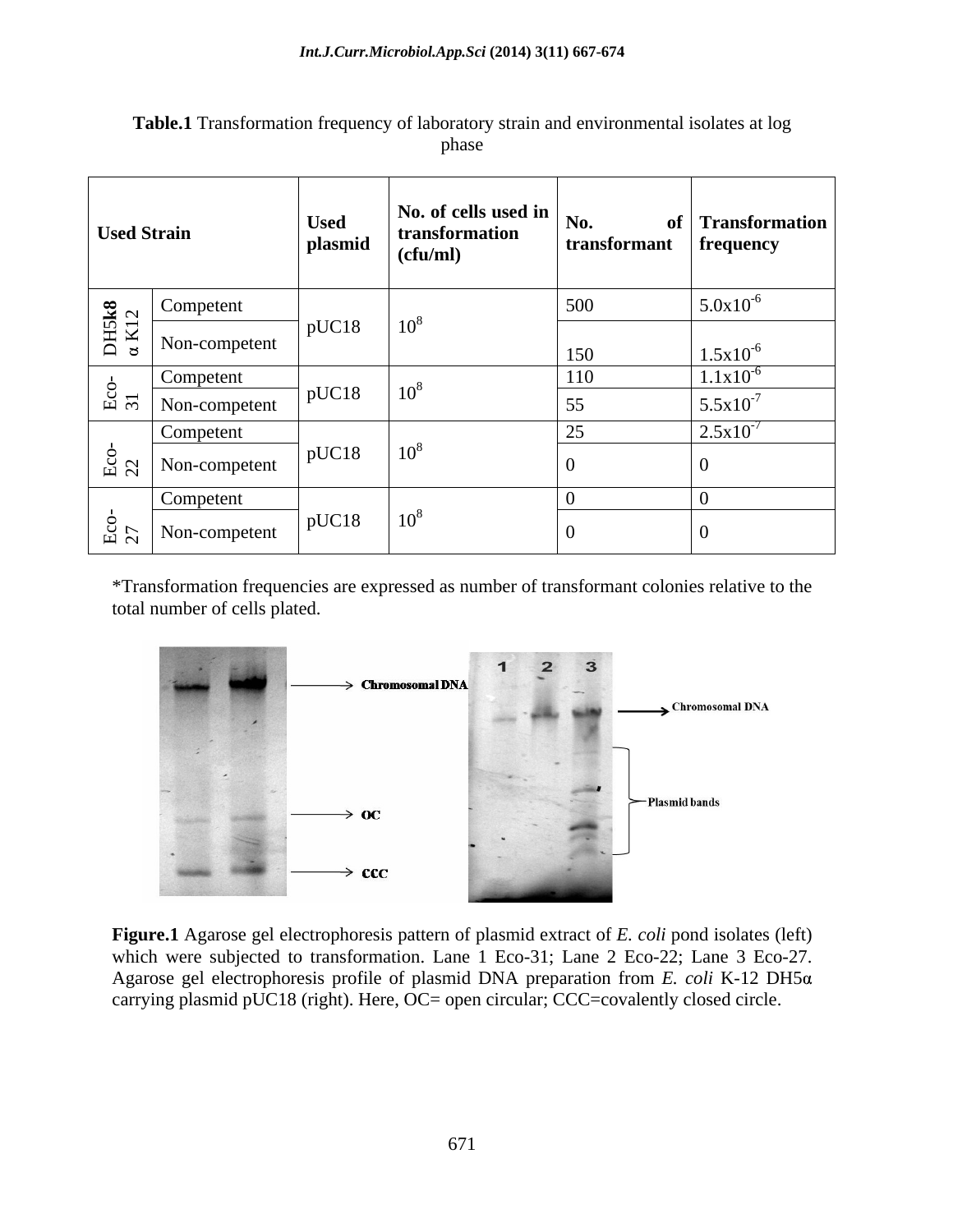**Table.1** Transformation frequency of laboratory strain and environmental isolates at log phase

| Used Strain | | Used plasmid | No. of cells used in transformation (cfu/ml) | No. of transformant | Transformation frequency |
|---|---|---|---|---|---|
| DH5α K12 | Competent | pUC18 | $10^8$ | 500 | $5.0 \times 10^{-6}$ |
| | Non-competent | | | 150 | $1.5 \times 10^{-6}$ |
| Eco-31 | Competent | pUC18 | $10^8$ | 110 | $1.1 \times 10^{-6}$ |
| | Non-competent | | | 55 | $5.5 \times 10^{-7}$ |
| Eco-22 | Competent | pUC18 | $10^8$ | 25 | $2.5 \times 10^{-7}$ |
| | Non-competent | | | 0 | 0 |
| Eco-27 | Competent | pUC18 | $10^8$ | 0 | 0 |
| | Non-competent | | | 0 | 0 |

*Transformation frequencies are expressed as number of transformant colonies relative to the total number of cells plated.

**Figure.1** Agarose gel electrophoresis pattern of plasmid extract of *E. coli* pond isolates (left) which were subjected to transformation. Lane 1 Eco-31; Lane 2 Eco-22; Lane 3 Eco-27. Agarose gel electrophoresis profile of plasmid DNA preparation from *E. coli* K-12 DH5α carrying plasmid pUC18 (right). Here, OC= open circular; CCC=covalently closed circle.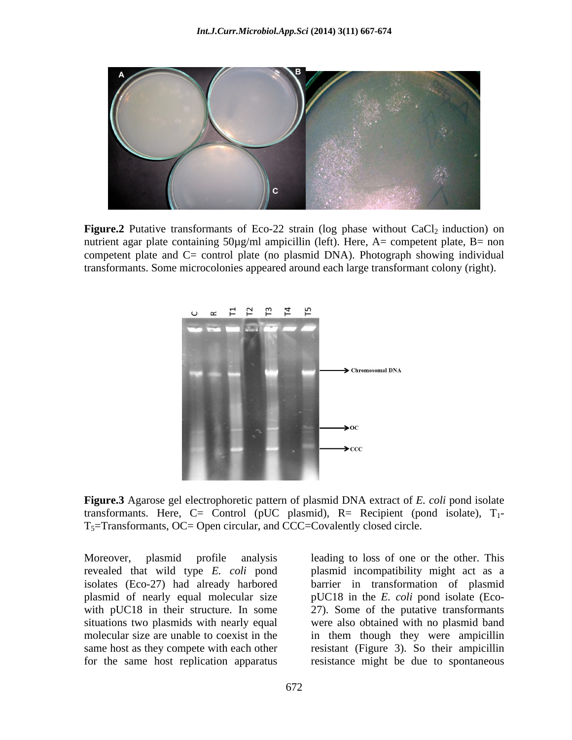**Figure.2** Putative transformants of Eco-22 strain (log phase without $CaCl_2$ induction) on nutrient agar plate containing 50µg/ml ampicillin (left). Here, A= competent plate, B= non competent plate and C= control plate (no plasmid DNA). Photograph showing individual transformants. Some microcolonies appeared around each large transformant colony (right).

**Figure.3** Agarose gel electrophoretic pattern of plasmid DNA extract of *E. coli* pond isolate transformants. Here, C= Control (pUC plasmid), R= Recipient (pond isolate), $T_1$-$T_5$=Transformants, OC= Open circular, and CCC=Covalently closed circle.

Moreover, plasmid profile analysis revealed that wild type *E. coli* pond isolates (Eco-27) had already harbored plasmid of nearly equal molecular size with pUC18 in their structure. In some situations two plasmids with nearly equal molecular size are unable to coexist in the same host as they compete with each other for the same host replication apparatus leading to loss of one or the other. This plasmid incompatibility might act as a barrier in transformation of plasmid pUC18 in the *E. coli* pond isolate (Eco-27). Some of the putative transformants were also obtained with no plasmid band in them though they were ampicillin resistant (Figure 3). So their ampicillin resistance might be due to spontaneous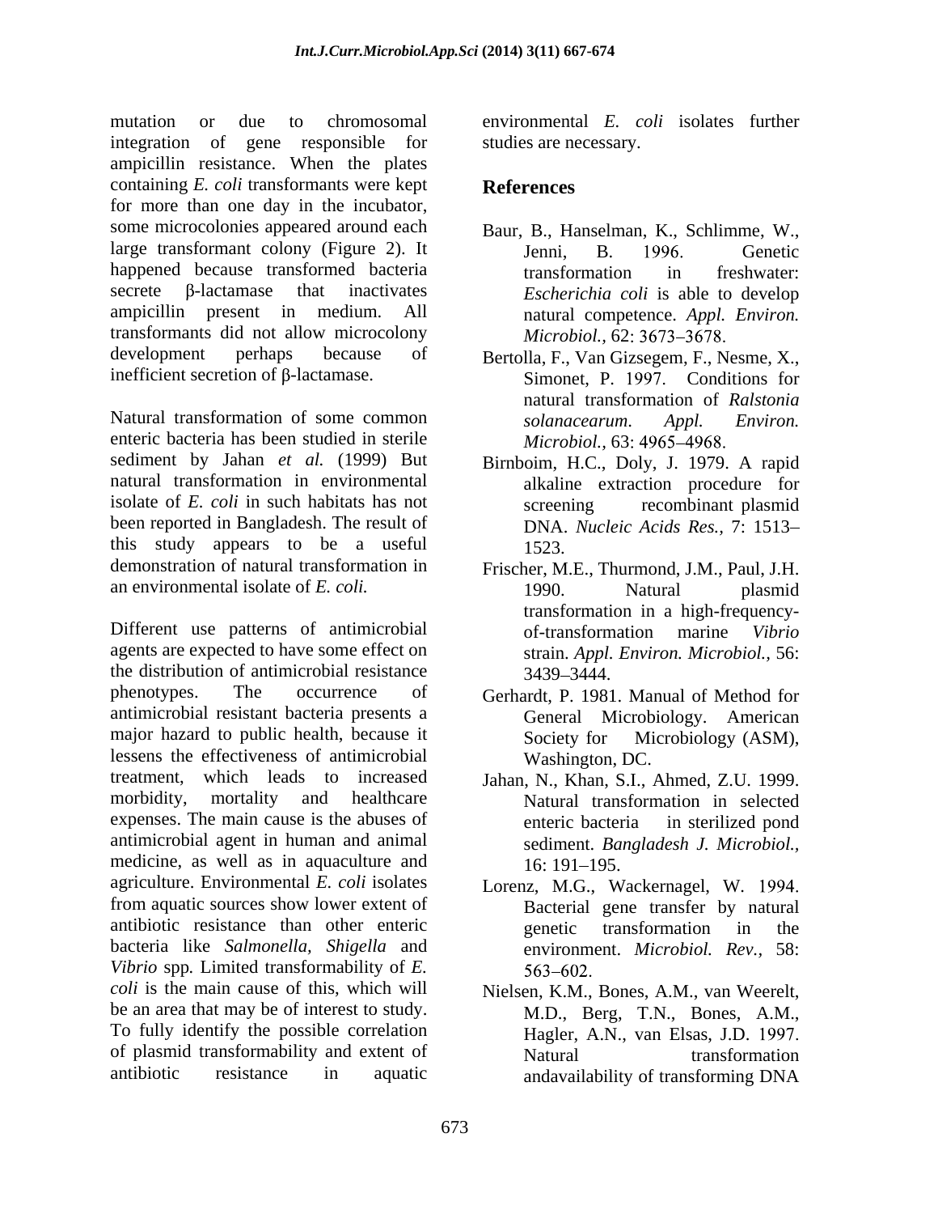mutation or due to chromosomal integration of gene responsible for ampicillin resistance. When the plates containing *E. coli* transformants were kept for more than one day in the incubator, some microcolonies appeared around each large transformant colony (Figure 2). It happened because transformed bacteria secrete β-lactamase that inactivates ampicillin present in medium. All transformants did not allow microcolony development perhaps because of inefficient secretion of β-lactamase.

Natural transformation of some common enteric bacteria has been studied in sterile sediment by Jahan *et al.* (1999) But natural transformation in environmental isolate of *E. coli* in such habitats has not been reported in Bangladesh. The result of this study appears to be a useful demonstration of natural transformation in an environmental isolate of *E. coli.*

Different use patterns of antimicrobial agents are expected to have some effect on the distribution of antimicrobial resistance phenotypes. The occurrence of antimicrobial resistant bacteria presents a major hazard to public health, because it lessens the effectiveness of antimicrobial treatment, which leads to increased morbidity, mortality and healthcare expenses. The main cause is the abuses of antimicrobial agent in human and animal medicine, as well as in aquaculture and agriculture. Environmental *E. coli* isolates from aquatic sources show lower extent of antibiotic resistance than other enteric bacteria like *Salmonella, Shigella* and *Vibrio* spp*.* Limited transformability of *E. coli* is the main cause of this, which will be an area that may be of interest to study. To fully identify the possible correlation of plasmid transformability and extent of antibiotic resistance in aquatic environmental *E. coli* isolates further studies are necessary.

## References

Baur, B., Hanselman, K., Schlimme, W., Jenni, B. 1996. Genetic transformation in freshwater: *Escherichia coli* is able to develop natural competence. *Appl. Environ. Microbiol.,* 62: 3673–3678.

Bertolla, F., Van Gizsegem, F., Nesme, X., Simonet, P. 1997. Conditions for natural transformation of *Ralstonia solanacearum*. *Appl. Environ. Microbiol.,* 63: 4965–4968.

Birnboim, H.C., Doly, J. 1979. A rapid alkaline extraction procedure for screening recombinant plasmid DNA. *Nucleic Acids Res.,* 7: 1513–1523.

Frischer, M.E., Thurmond, J.M., Paul, J.H. 1990. Natural plasmid transformation in a high-frequency-of-transformation marine *Vibrio* strain. *Appl. Environ. Microbiol.,* 56: 3439–3444.

Gerhardt, P. 1981. Manual of Method for General Microbiology. American Society for Microbiology (ASM), Washington, DC.

Jahan, N., Khan, S.I., Ahmed, Z.U. 1999. Natural transformation in selected enteric bacteria in sterilized pond sediment. *Bangladesh J. Microbiol.,* 16: 191–195.

Lorenz, M.G., Wackernagel, W. 1994. Bacterial gene transfer by natural genetic transformation in the environment. *Microbiol. Rev.,* 58: 563–602.

Nielsen, K.M., Bones, A.M., van Weerelt, M.D., Berg, T.N., Bones, A.M., Hagler, A.N., van Elsas, J.D. 1997. Natural transformation andavailability of transforming DNA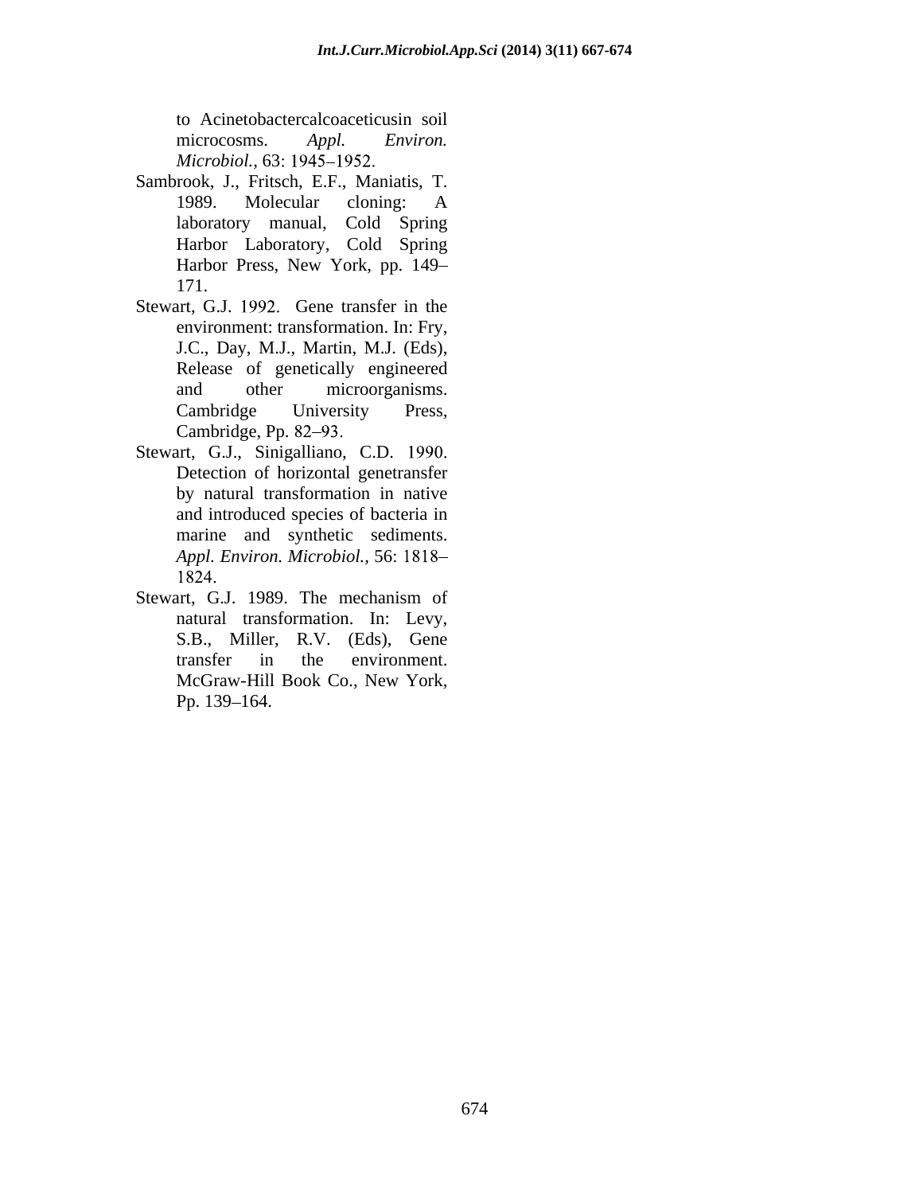to Acinetobactercalcoaceticusin soil microcosms. *Appl. Environ. Microbiol.*, 63: 1945–1952.

Sambrook, J., Fritsch, E.F., Maniatis, T. 1989. Molecular cloning: A laboratory manual, Cold Spring Harbor Laboratory, Cold Spring Harbor Press, New York, pp. 149–171.

Stewart, G.J. 1992. Gene transfer in the environment: transformation. In: Fry, J.C., Day, M.J., Martin, M.J. (Eds), Release of genetically engineered and other microorganisms. Cambridge University Press, Cambridge, Pp. 82–93.

Stewart, G.J., Sinigalliano, C.D. 1990. Detection of horizontal genetransfer by natural transformation in native and introduced species of bacteria in marine and synthetic sediments. *Appl. Environ. Microbiol.*, 56: 1818–1824.

Stewart, G.J. 1989. The mechanism of natural transformation. In: Levy, S.B., Miller, R.V. (Eds), Gene transfer in the environment. McGraw-Hill Book Co., New York, Pp. 139–164.